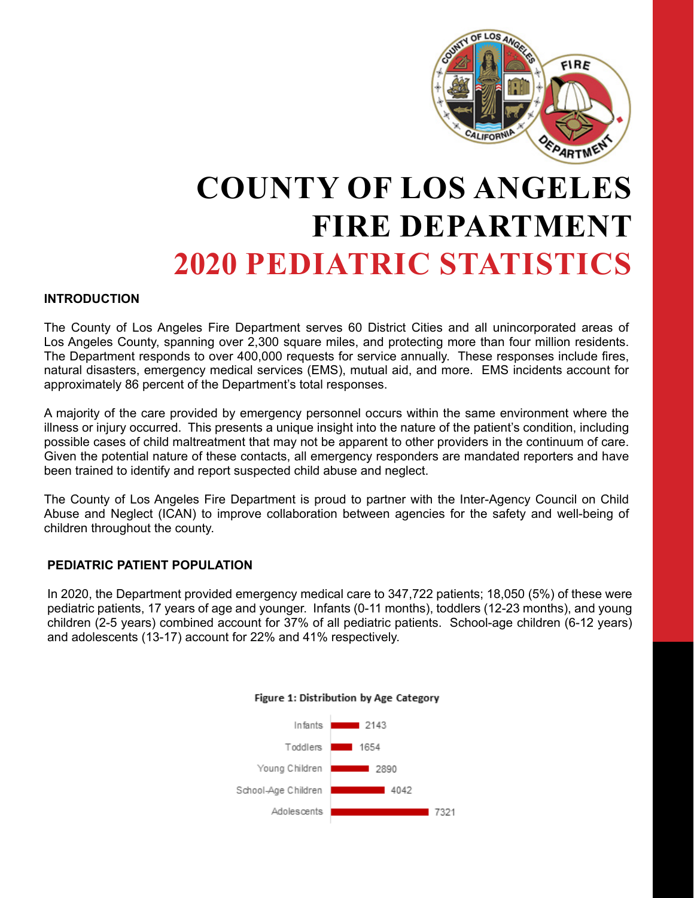# COUNTY OF LOS ANGELES FIRE DEPARTMENT
# 2020 PEDIATRIC STATISTICS

## INTRODUCTION

The County of Los Angeles Fire Department serves 60 District Cities and all unincorporated areas of Los Angeles County, spanning over 2,300 square miles, and protecting more than four million residents. The Department responds to over 400,000 requests for service annually. These responses include fires, natural disasters, emergency medical services (EMS), mutual aid, and more. EMS incidents account for approximately 86 percent of the Department's total responses.

A majority of the care provided by emergency personnel occurs within the same environment where the illness or injury occurred. This presents a unique insight into the nature of the patient's condition, including possible cases of child maltreatment that may not be apparent to other providers in the continuum of care. Given the potential nature of these contacts, all emergency responders are mandated reporters and have been trained to identify and report suspected child abuse and neglect.

The County of Los Angeles Fire Department is proud to partner with the Inter-Agency Council on Child Abuse and Neglect (ICAN) to improve collaboration between agencies for the safety and well-being of children throughout the county.

## PEDIATRIC PATIENT POPULATION

In 2020, the Department provided emergency medical care to 347,722 patients; 18,050 (5%) of these were pediatric patients, 17 years of age and younger. Infants (0-11 months), toddlers (12-23 months), and young children (2-5 years) combined account for 37% of all pediatric patients. School-age children (6-12 years) and adolescents (13-17) account for 22% and 41% respectively.

**Figure 1: Distribution by Age Category**

| Age Category | Count |
| --- | --- |
| Infants | 2143 |
| Toddlers | 1654 |
| Young Children | 2890 |
| School-Age Children | 4042 |
| Adolescents | 7321 |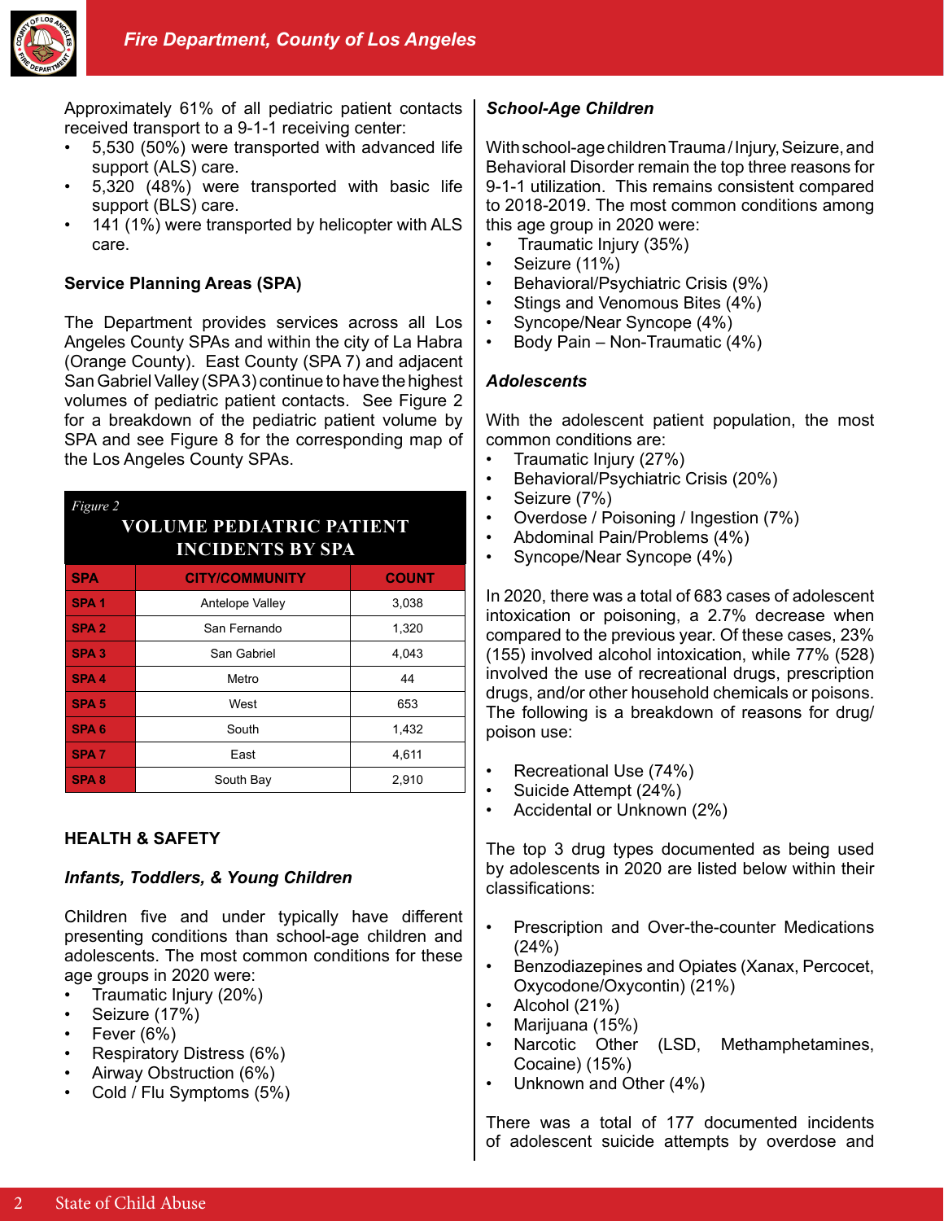Approximately 61% of all pediatric patient contacts received transport to a 9-1-1 receiving center:

- 5,530 (50%) were transported with advanced life support (ALS) care.
- 5,320 (48%) were transported with basic life support (BLS) care.
- 141 (1%) were transported by helicopter with ALS care.

**Service Planning Areas (SPA)**

The Department provides services across all Los Angeles County SPAs and within the city of La Habra (Orange County). East County (SPA 7) and adjacent San Gabriel Valley (SPA 3) continue to have the highest volumes of pediatric patient contacts. See Figure 2 for a breakdown of the pediatric patient volume by SPA and see Figure 8 for the corresponding map of the Los Angeles County SPAs.

*Figure 2*

**VOLUME PEDIATRIC PATIENT INCIDENTS BY SPA**

| SPA | CITY/COMMUNITY | COUNT |
|---|---|---|
| SPA 1 | Antelope Valley | 3,038 |
| SPA 2 | San Fernando | 1,320 |
| SPA 3 | San Gabriel | 4,043 |
| SPA 4 | Metro | 44 |
| SPA 5 | West | 653 |
| SPA 6 | South | 1,432 |
| SPA 7 | East | 4,611 |
| SPA 8 | South Bay | 2,910 |

**HEALTH & SAFETY**

***Infants, Toddlers, & Young Children***

Children five and under typically have different presenting conditions than school-age children and adolescents. The most common conditions for these age groups in 2020 were:

- Traumatic Injury (20%)
- Seizure (17%)
- Fever (6%)
- Respiratory Distress (6%)
- Airway Obstruction (6%)
- Cold / Flu Symptoms (5%)

***School-Age Children***

With school-age children Trauma / Injury, Seizure, and Behavioral Disorder remain the top three reasons for 9-1-1 utilization. This remains consistent compared to 2018-2019. The most common conditions among this age group in 2020 were:

- Traumatic Injury (35%)
- Seizure (11%)
- Behavioral/Psychiatric Crisis (9%)
- Stings and Venomous Bites (4%)
- Syncope/Near Syncope (4%)
- Body Pain – Non-Traumatic (4%)

***Adolescents***

With the adolescent patient population, the most common conditions are:

- Traumatic Injury (27%)
- Behavioral/Psychiatric Crisis (20%)
- Seizure (7%)
- Overdose / Poisoning / Ingestion (7%)
- Abdominal Pain/Problems (4%)
- Syncope/Near Syncope (4%)

In 2020, there was a total of 683 cases of adolescent intoxication or poisoning, a 2.7% decrease when compared to the previous year. Of these cases, 23% (155) involved alcohol intoxication, while 77% (528) involved the use of recreational drugs, prescription drugs, and/or other household chemicals or poisons. The following is a breakdown of reasons for drug/poison use:

- Recreational Use (74%)
- Suicide Attempt (24%)
- Accidental or Unknown (2%)

The top 3 drug types documented as being used by adolescents in 2020 are listed below within their classifications:

- Prescription and Over-the-counter Medications (24%)
- Benzodiazepines and Opiates (Xanax, Percocet, Oxycodone/Oxycontin) (21%)
- Alcohol (21%)
- Marijuana (15%)
- Narcotic Other (LSD, Methamphetamines, Cocaine) (15%)
- Unknown and Other (4%)

There was a total of 177 documented incidents of adolescent suicide attempts by overdose and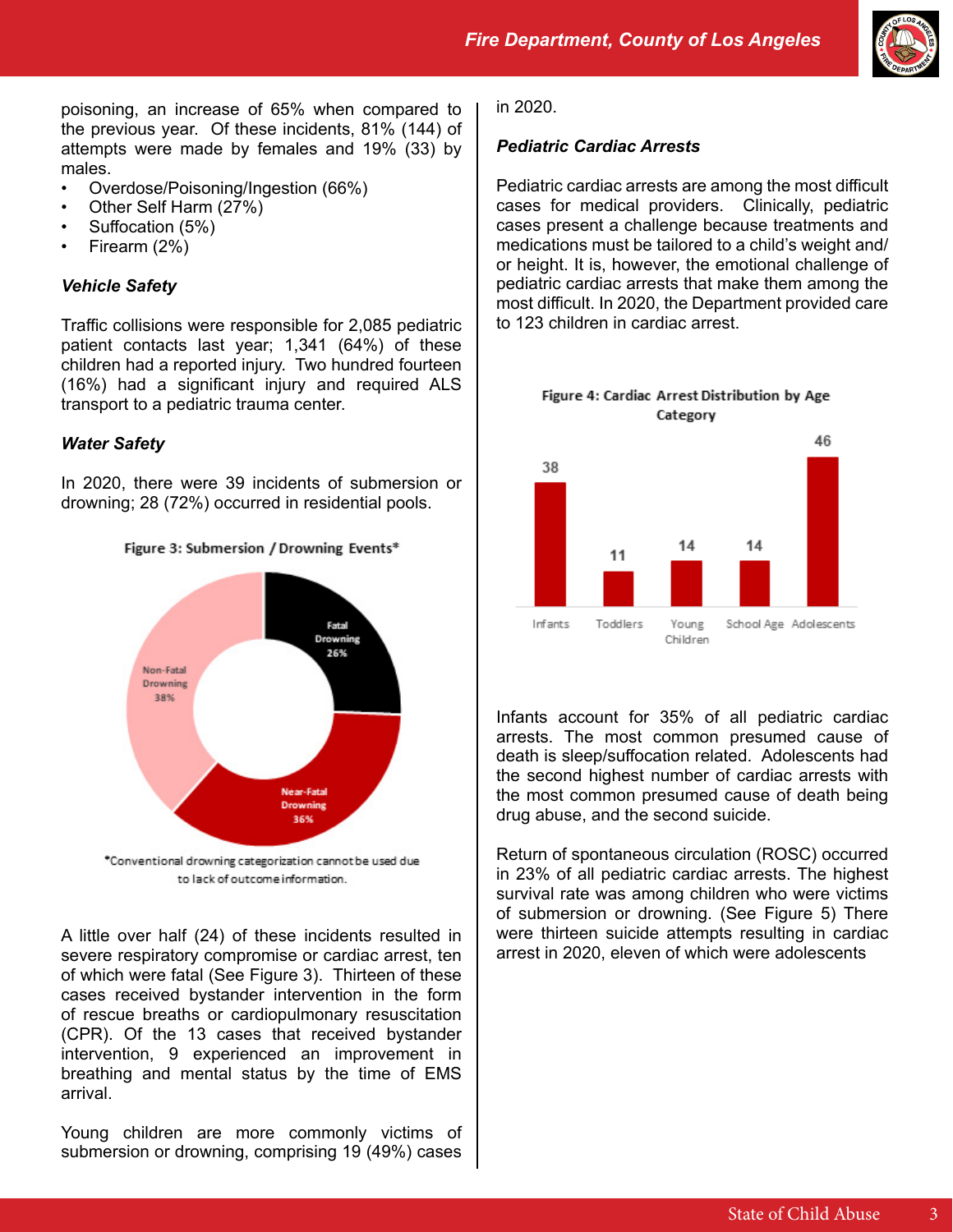poisoning, an increase of 65% when compared to the previous year. Of these incidents, 81% (144) of attempts were made by females and 19% (33) by males.

- Overdose/Poisoning/Ingestion (66%)
- Other Self Harm (27%)
- Suffocation (5%)
- Firearm (2%)

### *Vehicle Safety*

Traffic collisions were responsible for 2,085 pediatric patient contacts last year; 1,341 (64%) of these children had a reported injury. Two hundred fourteen (16%) had a significant injury and required ALS transport to a pediatric trauma center.

### *Water Safety*

In 2020, there were 39 incidents of submersion or drowning; 28 (72%) occurred in residential pools.

Figure 3: Submersion / Drowning Events*

| Category | Percentage |
|---|---|
| Fatal Drowning | 26% |
| Near-Fatal Drowning | 36% |
| Non-Fatal Drowning | 38% |

*Conventional drowning categorization cannot be used due to lack of outcome information.

A little over half (24) of these incidents resulted in severe respiratory compromise or cardiac arrest, ten of which were fatal (See Figure 3). Thirteen of these cases received bystander intervention in the form of rescue breaths or cardiopulmonary resuscitation (CPR). Of the 13 cases that received bystander intervention, 9 experienced an improvement in breathing and mental status by the time of EMS arrival.

Young children are more commonly victims of submersion or drowning, comprising 19 (49%) cases in 2020.

### *Pediatric Cardiac Arrests*

Pediatric cardiac arrests are among the most difficult cases for medical providers. Clinically, pediatric cases present a challenge because treatments and medications must be tailored to a child's weight and/or height. It is, however, the emotional challenge of pediatric cardiac arrests that make them among the most difficult. In 2020, the Department provided care to 123 children in cardiac arrest.

Figure 4: Cardiac Arrest Distribution by Age Category

| Age Category | Count |
|---|---|
| Infants | 38 |
| Toddlers | 11 |
| Young Children | 14 |
| School Age | 14 |
| Adolescents | 46 |

Infants account for 35% of all pediatric cardiac arrests. The most common presumed cause of death is sleep/suffocation related. Adolescents had the second highest number of cardiac arrests with the most common presumed cause of death being drug abuse, and the second suicide.

Return of spontaneous circulation (ROSC) occurred in 23% of all pediatric cardiac arrests. The highest survival rate was among children who were victims of submersion or drowning. (See Figure 5) There were thirteen suicide attempts resulting in cardiac arrest in 2020, eleven of which were adolescents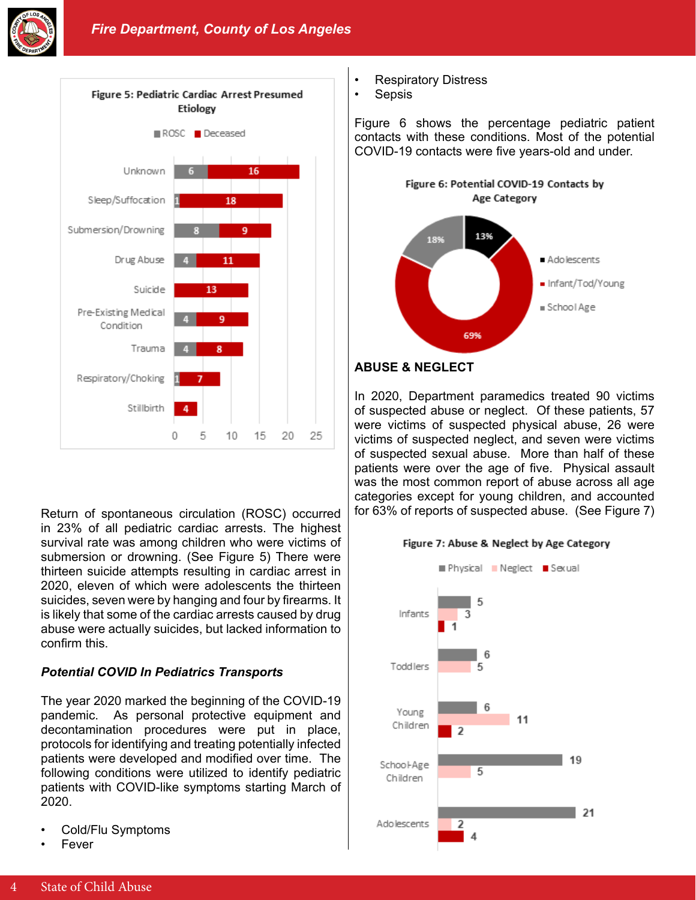**Figure 5: Pediatric Cardiac Arrest Presumed Etiology**

| Etiology | ROSC | Deceased |
|---|---|---|
| Unknown | 6 | 16 |
| Sleep/Suffocation | 1 | 18 |
| Submersion/Drowning | 8 | 9 |
| Drug Abuse | 4 | 11 |
| Suicide | | 13 |
| Pre-Existing Medical Condition | 4 | 9 |
| Trauma | 4 | 8 |
| Respiratory/Choking | 1 | 7 |
| Stillbirth | | 4 |

Return of spontaneous circulation (ROSC) occurred in 23% of all pediatric cardiac arrests. The highest survival rate was among children who were victims of submersion or drowning. (See Figure 5) There were thirteen suicide attempts resulting in cardiac arrest in 2020, eleven of which were adolescents the thirteen suicides, seven were by hanging and four by firearms. It is likely that some of the cardiac arrests caused by drug abuse were actually suicides, but lacked information to confirm this.

***Potential COVID In Pediatrics Transports***

The year 2020 marked the beginning of the COVID-19 pandemic. As personal protective equipment and decontamination procedures were put in place, protocols for identifying and treating potentially infected patients were developed and modified over time. The following conditions were utilized to identify pediatric patients with COVID-like symptoms starting March of 2020.

- Cold/Flu Symptoms
- Fever
- Respiratory Distress
- Sepsis

Figure 6 shows the percentage pediatric patient contacts with these conditions. Most of the potential COVID-19 contacts were five years-old and under.

**Figure 6: Potential COVID-19 Contacts by Age Category**

| Age Category | Percentage |
|---|---|
| Adolescents | 13% |
| Infant/Tod/Young | 69% |
| School Age | 18% |

## ABUSE & NEGLECT

In 2020, Department paramedics treated 90 victims of suspected abuse or neglect. Of these patients, 57 were victims of suspected physical abuse, 26 were victims of suspected neglect, and seven were victims of suspected sexual abuse. More than half of these patients were over the age of five. Physical assault was the most common report of abuse across all age categories except for young children, and accounted for 63% of reports of suspected abuse. (See Figure 7)

**Figure 7: Abuse & Neglect by Age Category**

| Age Category | Physical | Neglect | Sexual |
|---|---|---|---|
| Infants | 5 | 3 | 1 |
| Toddlers | 6 | 5 | |
| Young Children | 6 | 11 | 2 |
| School-Age Children | 19 | 5 | |
| Adolescents | 21 | 2 | 4 |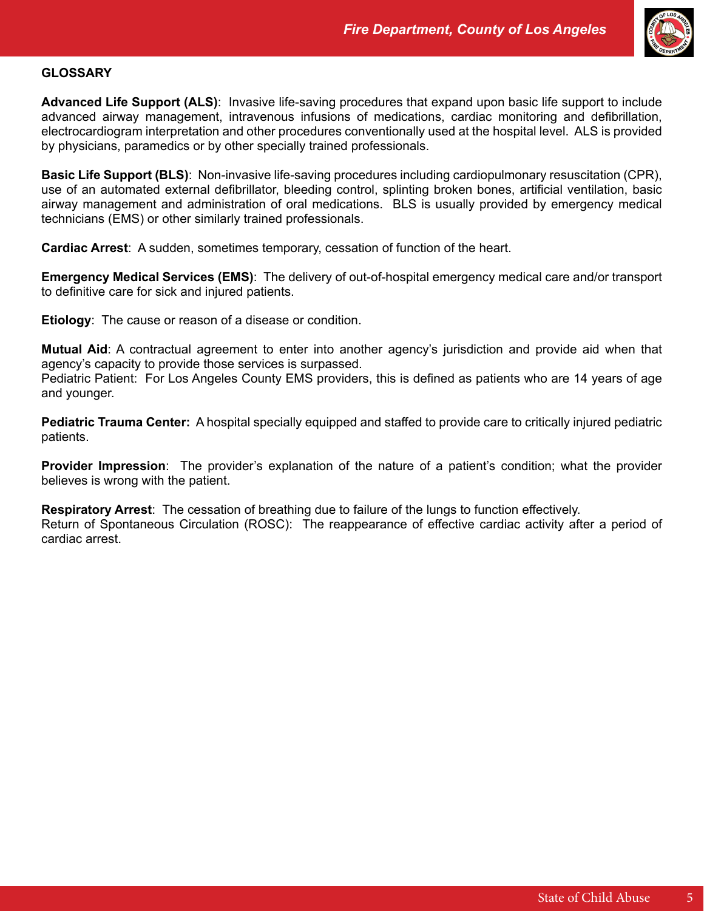**GLOSSARY**

**Advanced Life Support (ALS)**: Invasive life-saving procedures that expand upon basic life support to include advanced airway management, intravenous infusions of medications, cardiac monitoring and defibrillation, electrocardiogram interpretation and other procedures conventionally used at the hospital level. ALS is provided by physicians, paramedics or by other specially trained professionals.

**Basic Life Support (BLS)**: Non-invasive life-saving procedures including cardiopulmonary resuscitation (CPR), use of an automated external defibrillator, bleeding control, splinting broken bones, artificial ventilation, basic airway management and administration of oral medications. BLS is usually provided by emergency medical technicians (EMS) or other similarly trained professionals.

**Cardiac Arrest**: A sudden, sometimes temporary, cessation of function of the heart.

**Emergency Medical Services (EMS)**: The delivery of out-of-hospital emergency medical care and/or transport to definitive care for sick and injured patients.

**Etiology**: The cause or reason of a disease or condition.

**Mutual Aid**: A contractual agreement to enter into another agency's jurisdiction and provide aid when that agency's capacity to provide those services is surpassed.
Pediatric Patient: For Los Angeles County EMS providers, this is defined as patients who are 14 years of age and younger.

**Pediatric Trauma Center:** A hospital specially equipped and staffed to provide care to critically injured pediatric patients.

**Provider Impression**: The provider's explanation of the nature of a patient's condition; what the provider believes is wrong with the patient.

**Respiratory Arrest**: The cessation of breathing due to failure of the lungs to function effectively.
Return of Spontaneous Circulation (ROSC): The reappearance of effective cardiac activity after a period of cardiac arrest.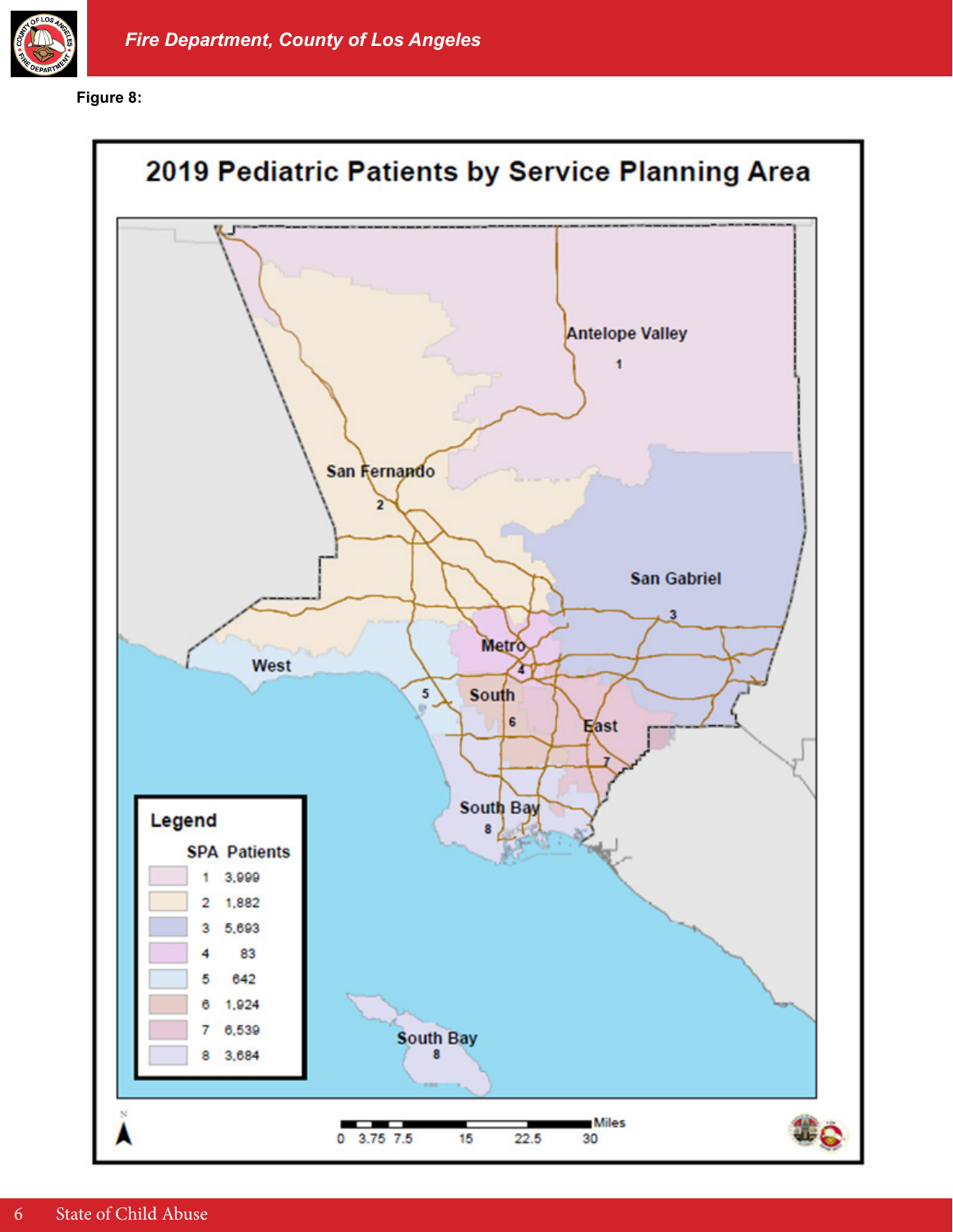**Figure 8:**

2019 Pediatric Patients by Service Planning Area

Antelope Valley
1

San Fernando
2

San Gabriel
3

Metro
4

West

5

South
6

East
7

South Bay
8

South Bay
8

Legend

SPA Patients

1 3,999

2 1,882

3 5,693

4 83

5 642

6 1,924

7 6,539

8 3,684

N

0 3.75 7.5 15 22.5 30 Miles